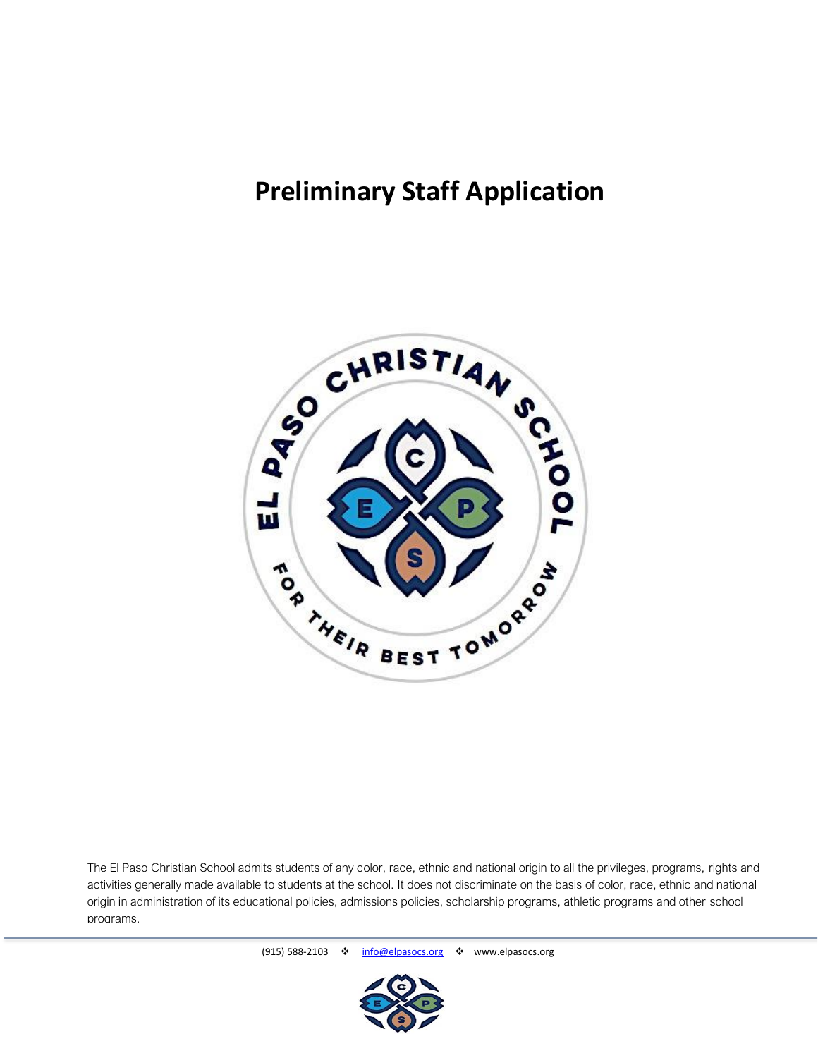# Preliminary Staff Application

EL PASO CHRISTIAN SCHOOL

FOR THEIR BEST TOMORROW

The El Paso Christian School admits students of any color, race, ethnic and national origin to all the privileges, programs, rights and activities generally made available to students at the school. It does not discriminate on the basis of color, race, ethnic and national origin in administration of its educational policies, admissions policies, scholarship programs, athletic programs and other school programs.

(915) 588-2103 ❖ info@elpasocs.org ❖ www.elpasocs.org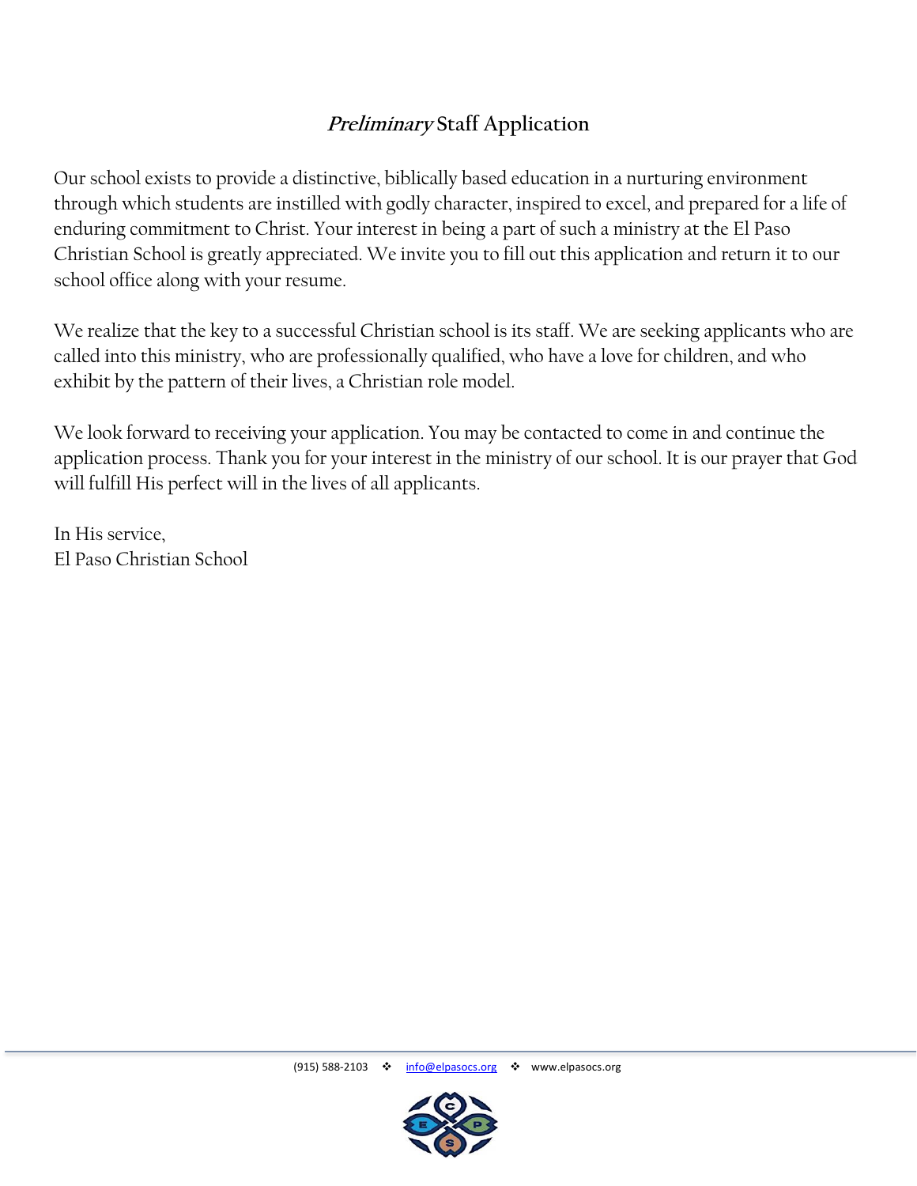# *Preliminary* Staff Application

Our school exists to provide a distinctive, biblically based education in a nurturing environment through which students are instilled with godly character, inspired to excel, and prepared for a life of enduring commitment to Christ. Your interest in being a part of such a ministry at the El Paso Christian School is greatly appreciated. We invite you to fill out this application and return it to our school office along with your resume.

We realize that the key to a successful Christian school is its staff. We are seeking applicants who are called into this ministry, who are professionally qualified, who have a love for children, and who exhibit by the pattern of their lives, a Christian role model.

We look forward to receiving your application. You may be contacted to come in and continue the application process. Thank you for your interest in the ministry of our school. It is our prayer that God will fulfill His perfect will in the lives of all applicants.

In His service,
El Paso Christian School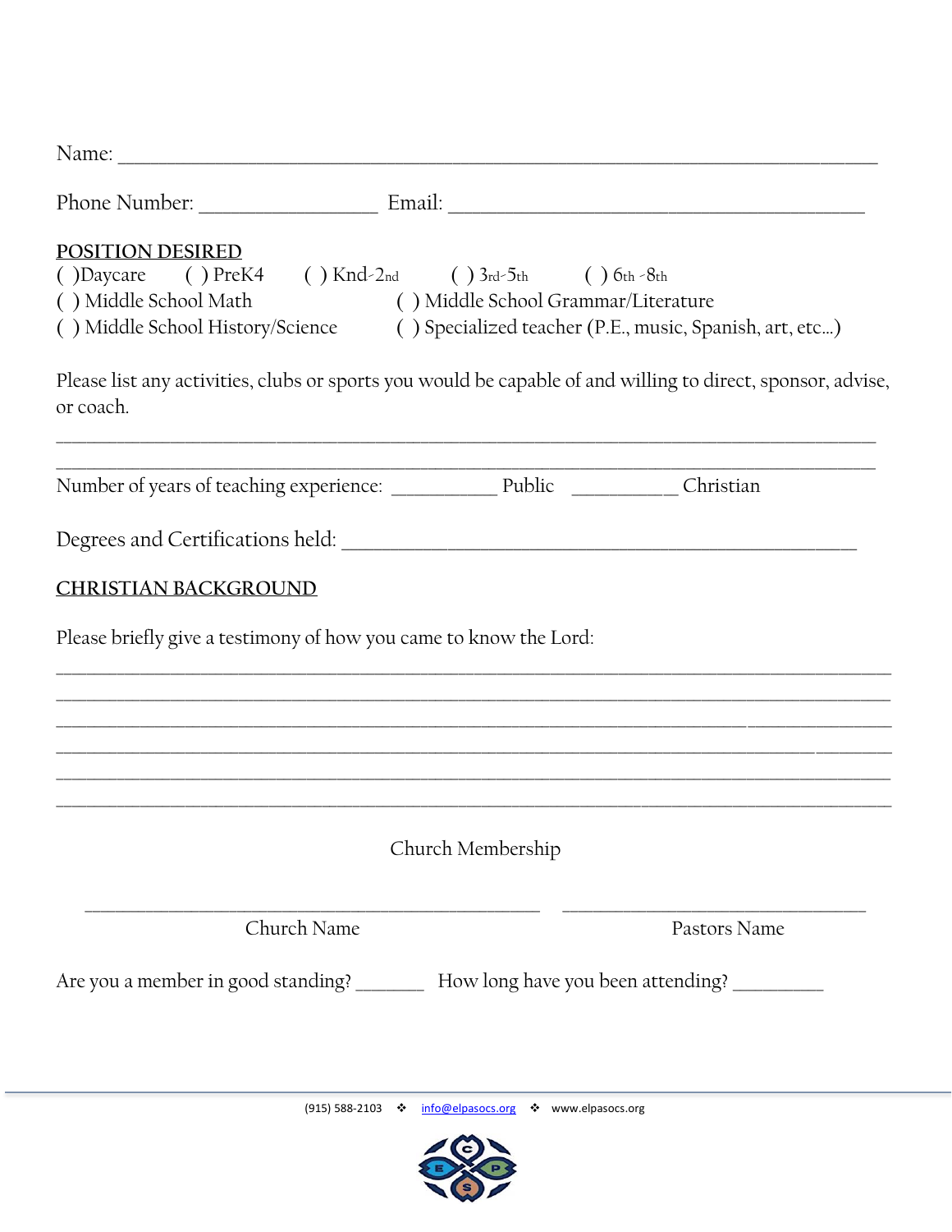Name: ___________________________________________________________________________

Phone Number: _________________ Email: __________________________________________

**POSITION DESIRED**

( )Daycare ( ) PreK4 ( ) Knd-2nd ( ) 3rd-5th ( ) 6th -8th

( ) Middle School Math ( ) Middle School Grammar/Literature

( ) Middle School History/Science ( ) Specialized teacher (P.E., music, Spanish, art, etc…)

Please list any activities, clubs or sports you would be capable of and willing to direct, sponsor, advise, or coach.

_________________________________________________________________________________

_________________________________________________________________________________

Number of years of teaching experience: __________ Public __________ Christian

Degrees and Certifications held: ________________________________________________

**CHRISTIAN BACKGROUND**

Please briefly give a testimony of how you came to know the Lord:

_________________________________________________________________________________

_________________________________________________________________________________

_________________________________________________________________________________

_________________________________________________________________________________

_________________________________________________________________________________

_________________________________________________________________________________

Church Membership

_____________________________________________ ______________________________

Church Name Pastors Name

Are you a member in good standing? _______ How long have you been attending? _________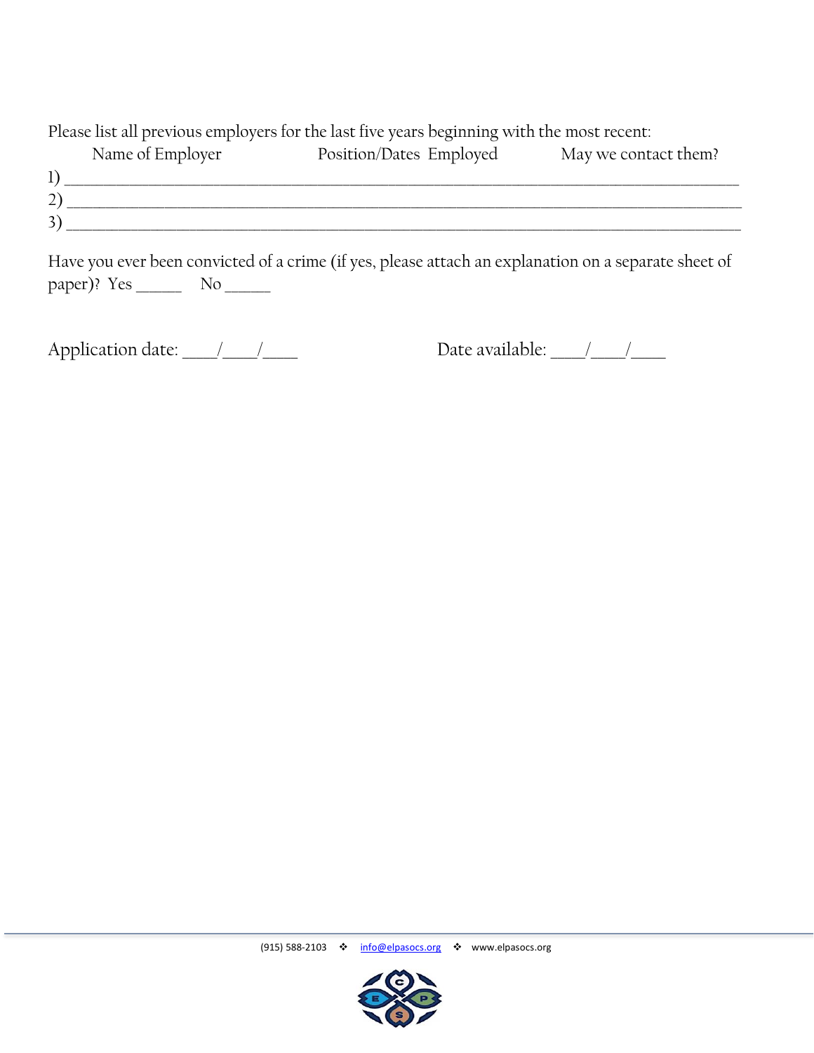Please list all previous employers for the last five years beginning with the most recent:

Name of Employer Position/Dates Employed May we contact them?

1) ______________________________________________________________________________

2) ______________________________________________________________________________

3) ______________________________________________________________________________

Have you ever been convicted of a crime (if yes, please attach an explanation on a separate sheet of paper)? Yes _____ No _____

Application date: ____/____/____ Date available: ____/____/____